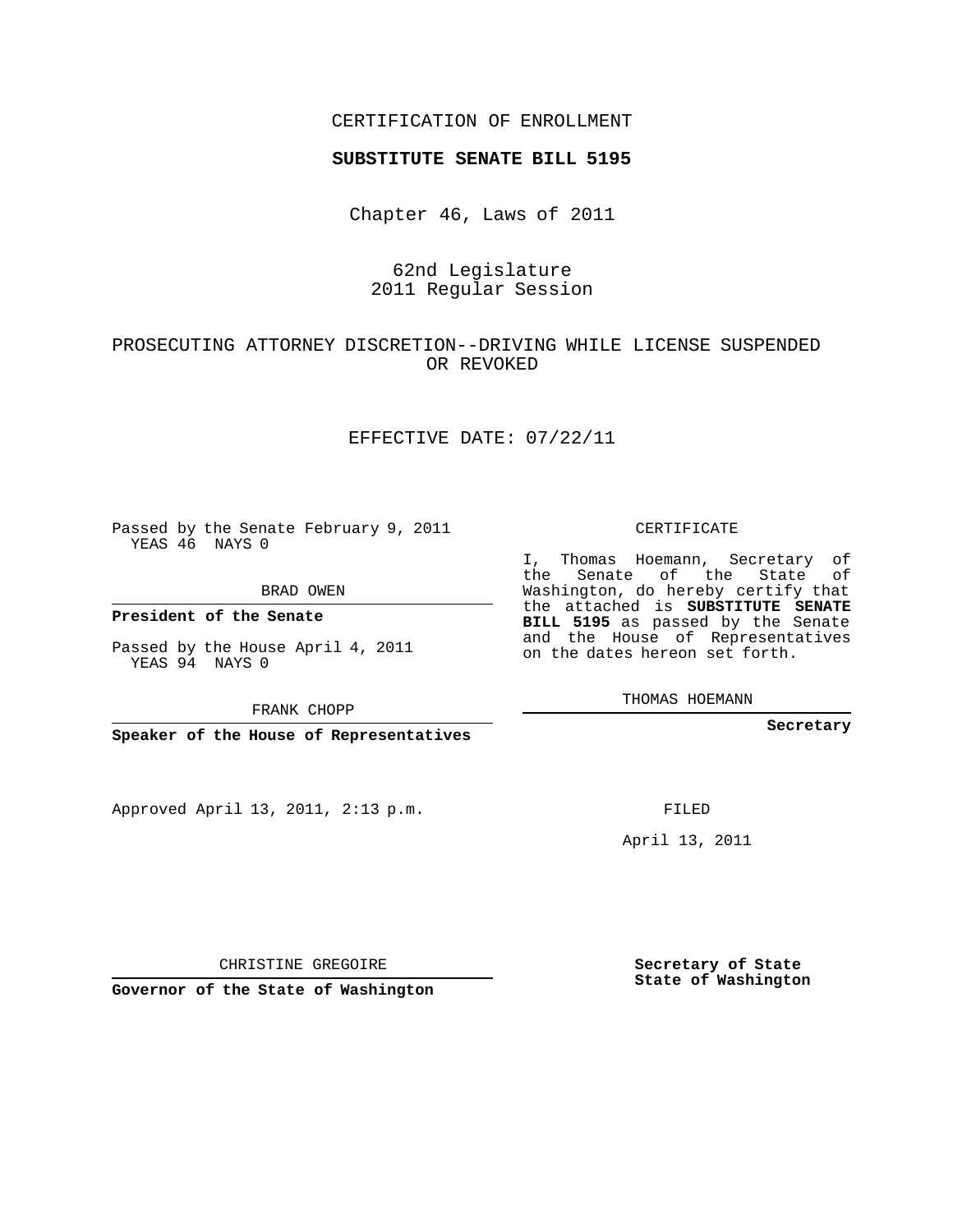CERTIFICATION OF ENROLLMENT

**SUBSTITUTE SENATE BILL 5195**

Chapter 46, Laws of 2011

62nd Legislature
2011 Regular Session

PROSECUTING ATTORNEY DISCRETION--DRIVING WHILE LICENSE SUSPENDED OR REVOKED

EFFECTIVE DATE: 07/22/11

Passed by the Senate February 9, 2011
YEAS 46 NAYS 0

BRAD OWEN

**President of the Senate**

Passed by the House April 4, 2011
YEAS 94 NAYS 0

FRANK CHOPP

**Speaker of the House of Representatives**

CERTIFICATE

I, Thomas Hoemann, Secretary of the Senate of the State of Washington, do hereby certify that the attached is **SUBSTITUTE SENATE BILL 5195** as passed by the Senate and the House of Representatives on the dates hereon set forth.

THOMAS HOEMANN

**Secretary**

Approved April 13, 2011, 2:13 p.m.

FILED

April 13, 2011

CHRISTINE GREGOIRE

**Governor of the State of Washington**

**Secretary of State**
**State of Washington**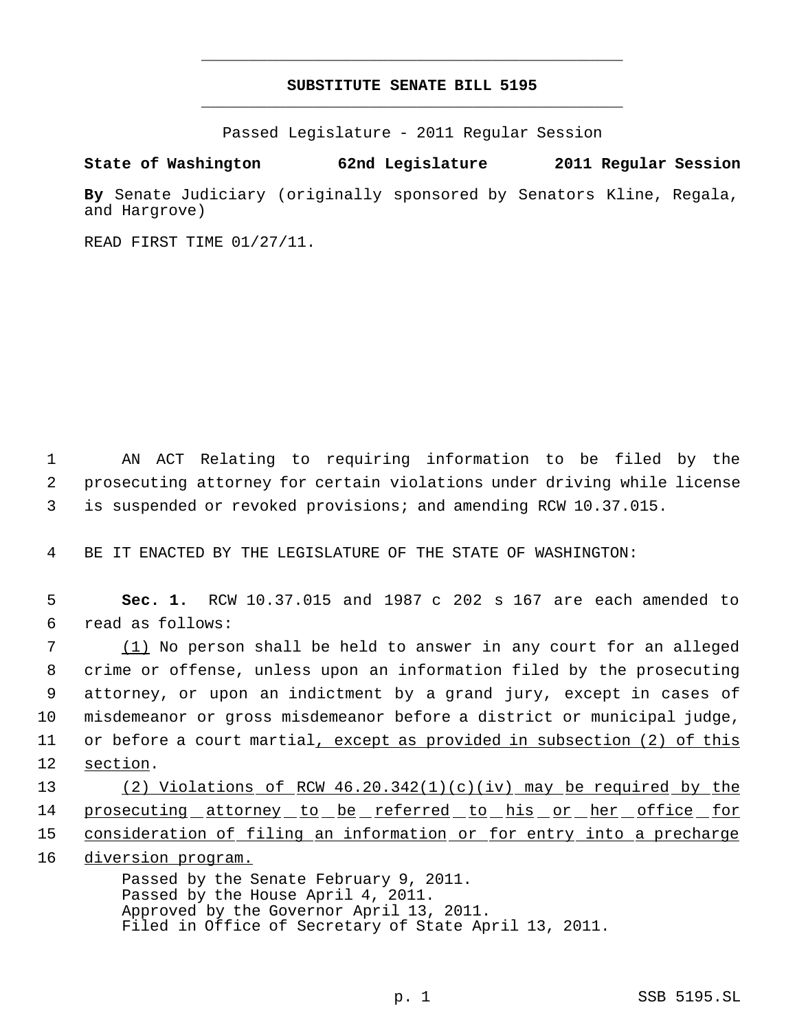# SUBSTITUTE SENATE BILL 5195

Passed Legislature - 2011 Regular Session

**State of Washington 62nd Legislature 2011 Regular Session**

**By** Senate Judiciary (originally sponsored by Senators Kline, Regala, and Hargrove)

READ FIRST TIME 01/27/11.

AN ACT Relating to requiring information to be filed by the prosecuting attorney for certain violations under driving while license is suspended or revoked provisions; and amending RCW 10.37.015.

BE IT ENACTED BY THE LEGISLATURE OF THE STATE OF WASHINGTON:

**Sec. 1.** RCW 10.37.015 and 1987 c 202 s 167 are each amended to read as follows:

(1) No person shall be held to answer in any court for an alleged crime or offense, unless upon an information filed by the prosecuting attorney, or upon an indictment by a grand jury, except in cases of misdemeanor or gross misdemeanor before a district or municipal judge, or before a court martial, except as provided in subsection (2) of this section.

(2) Violations of RCW 46.20.342(1)(c)(iv) may be required by the prosecuting attorney to be referred to his or her office for consideration of filing an information or for entry into a precharge diversion program.

Passed by the Senate February 9, 2011.
Passed by the House April 4, 2011.
Approved by the Governor April 13, 2011.
Filed in Office of Secretary of State April 13, 2011.